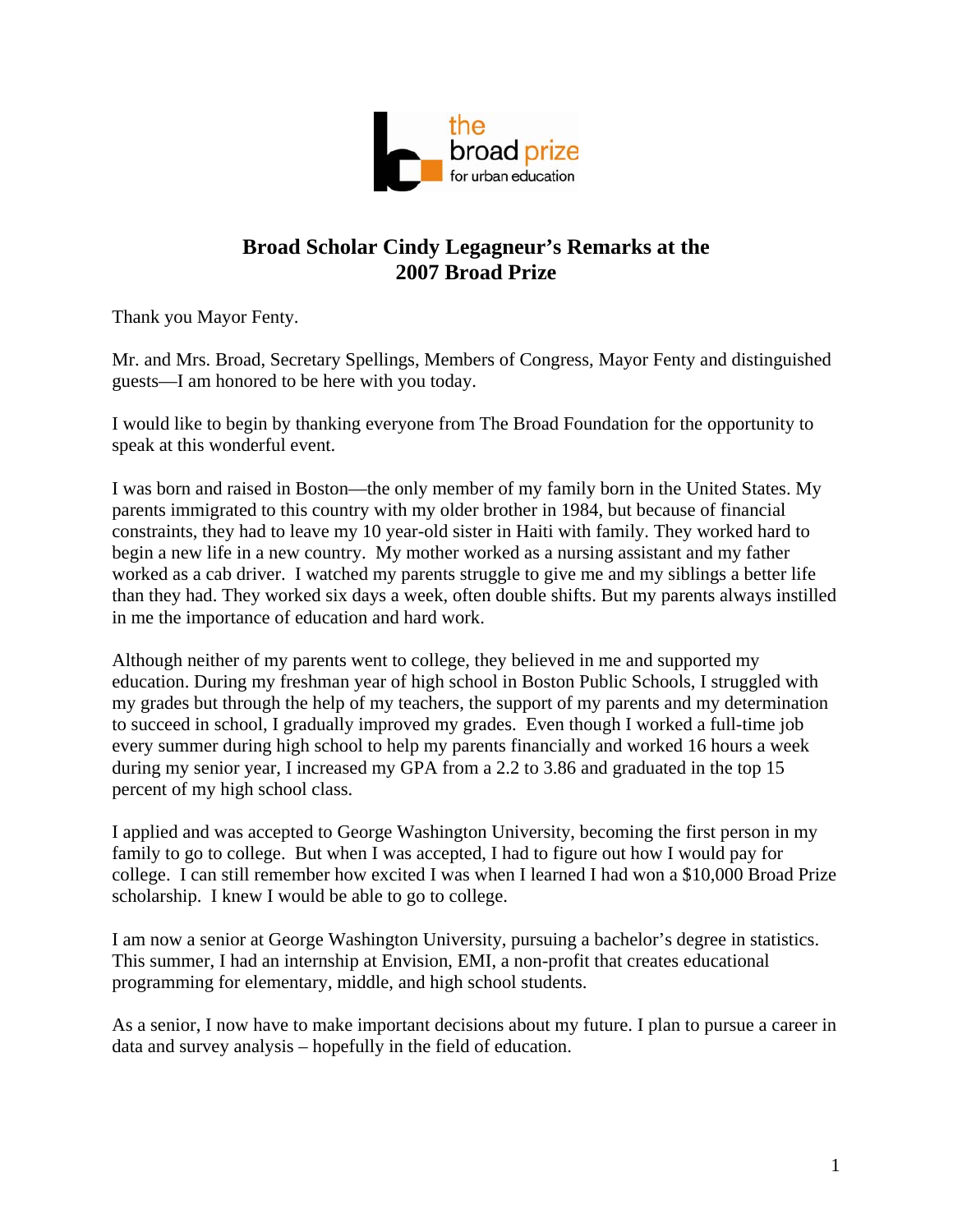# Broad Scholar Cindy Legagneur's Remarks at the 2007 Broad Prize

Thank you Mayor Fenty.

Mr. and Mrs. Broad, Secretary Spellings, Members of Congress, Mayor Fenty and distinguished guests—I am honored to be here with you today.

I would like to begin by thanking everyone from The Broad Foundation for the opportunity to speak at this wonderful event.

I was born and raised in Boston—the only member of my family born in the United States. My parents immigrated to this country with my older brother in 1984, but because of financial constraints, they had to leave my 10 year-old sister in Haiti with family. They worked hard to begin a new life in a new country. My mother worked as a nursing assistant and my father worked as a cab driver. I watched my parents struggle to give me and my siblings a better life than they had. They worked six days a week, often double shifts. But my parents always instilled in me the importance of education and hard work.

Although neither of my parents went to college, they believed in me and supported my education. During my freshman year of high school in Boston Public Schools, I struggled with my grades but through the help of my teachers, the support of my parents and my determination to succeed in school, I gradually improved my grades. Even though I worked a full-time job every summer during high school to help my parents financially and worked 16 hours a week during my senior year, I increased my GPA from a 2.2 to 3.86 and graduated in the top 15 percent of my high school class.

I applied and was accepted to George Washington University, becoming the first person in my family to go to college. But when I was accepted, I had to figure out how I would pay for college. I can still remember how excited I was when I learned I had won a $10,000 Broad Prize scholarship. I knew I would be able to go to college.

I am now a senior at George Washington University, pursuing a bachelor's degree in statistics. This summer, I had an internship at Envision, EMI, a non-profit that creates educational programming for elementary, middle, and high school students.

As a senior, I now have to make important decisions about my future. I plan to pursue a career in data and survey analysis – hopefully in the field of education.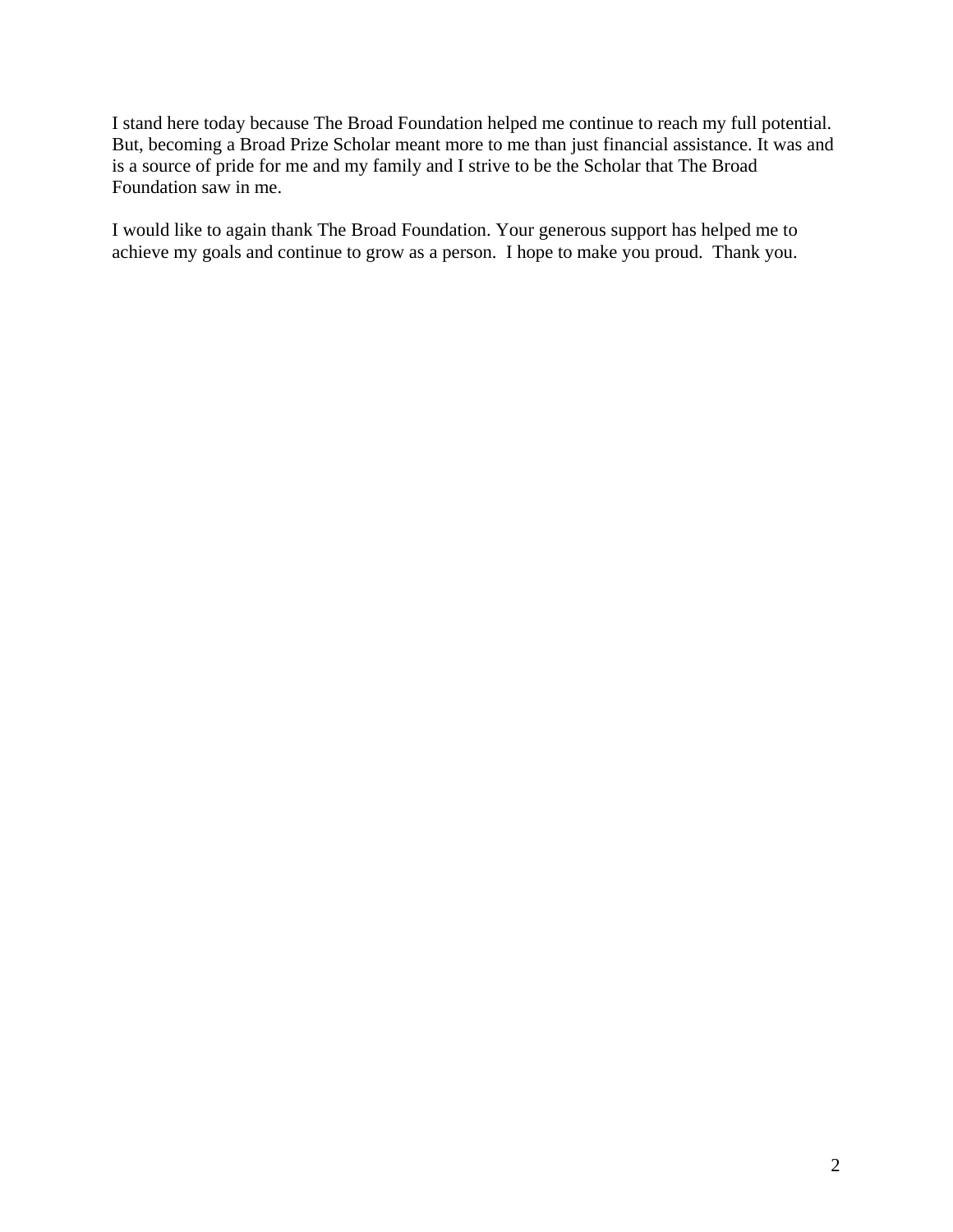I stand here today because The Broad Foundation helped me continue to reach my full potential. But, becoming a Broad Prize Scholar meant more to me than just financial assistance. It was and is a source of pride for me and my family and I strive to be the Scholar that The Broad Foundation saw in me.

I would like to again thank The Broad Foundation. Your generous support has helped me to achieve my goals and continue to grow as a person. I hope to make you proud. Thank you.